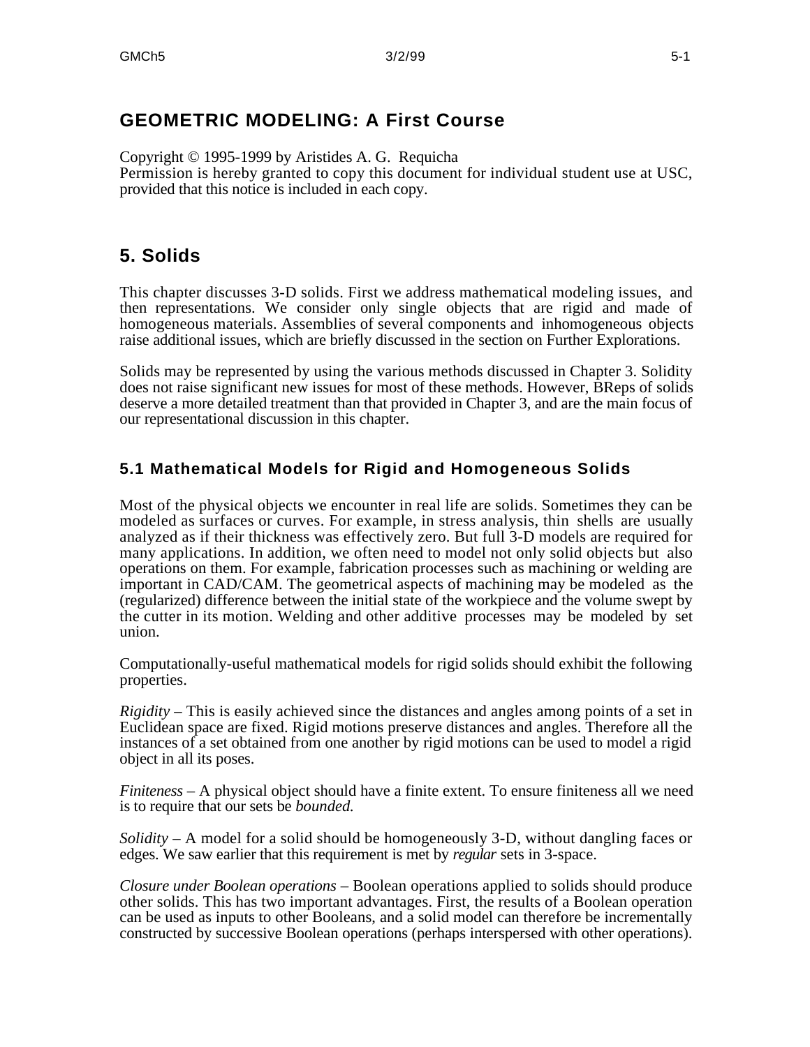# GEOMETRIC MODELING: A First Course

Copyright © 1995-1999 by Aristides A. G. Requicha
Permission is hereby granted to copy this document for individual student use at USC, provided that this notice is included in each copy.

# 5. Solids

This chapter discusses 3-D solids. First we address mathematical modeling issues, and then representations. We consider only single objects that are rigid and made of homogeneous materials. Assemblies of several components and inhomogeneous objects raise additional issues, which are briefly discussed in the section on Further Explorations.

Solids may be represented by using the various methods discussed in Chapter 3. Solidity does not raise significant new issues for most of these methods. However, BReps of solids deserve a more detailed treatment than that provided in Chapter 3, and are the main focus of our representational discussion in this chapter.

## 5.1 Mathematical Models for Rigid and Homogeneous Solids

Most of the physical objects we encounter in real life are solids. Sometimes they can be modeled as surfaces or curves. For example, in stress analysis, thin shells are usually analyzed as if their thickness was effectively zero. But full 3-D models are required for many applications. In addition, we often need to model not only solid objects but also operations on them. For example, fabrication processes such as machining or welding are important in CAD/CAM. The geometrical aspects of machining may be modeled as the (regularized) difference between the initial state of the workpiece and the volume swept by the cutter in its motion. Welding and other additive processes may be modeled by set union.

Computationally-useful mathematical models for rigid solids should exhibit the following properties.

*Rigidity* – This is easily achieved since the distances and angles among points of a set in Euclidean space are fixed. Rigid motions preserve distances and angles. Therefore all the instances of a set obtained from one another by rigid motions can be used to model a rigid object in all its poses.

*Finiteness* – A physical object should have a finite extent. To ensure finiteness all we need is to require that our sets be *bounded.*

*Solidity* – A model for a solid should be homogeneously 3-D, without dangling faces or edges. We saw earlier that this requirement is met by *regular* sets in 3-space.

*Closure under Boolean operations* – Boolean operations applied to solids should produce other solids. This has two important advantages. First, the results of a Boolean operation can be used as inputs to other Booleans, and a solid model can therefore be incrementally constructed by successive Boolean operations (perhaps interspersed with other operations).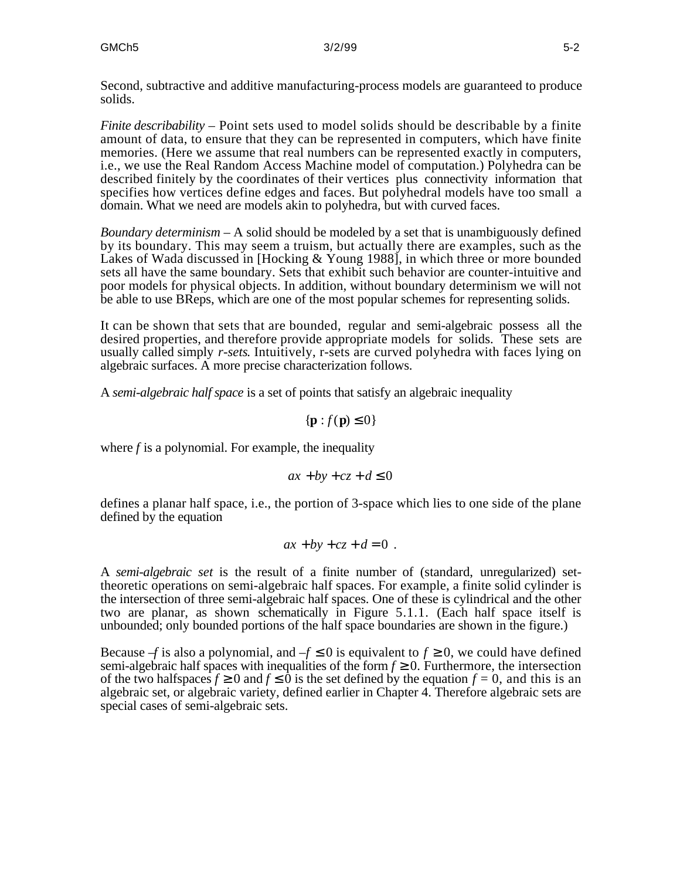Second, subtractive and additive manufacturing-process models are guaranteed to produce solids.

*Finite describability* – Point sets used to model solids should be describable by a finite amount of data, to ensure that they can be represented in computers, which have finite memories. (Here we assume that real numbers can be represented exactly in computers, i.e., we use the Real Random Access Machine model of computation.) Polyhedra can be described finitely by the coordinates of their vertices plus connectivity information that specifies how vertices define edges and faces. But polyhedral models have too small a domain. What we need are models akin to polyhedra, but with curved faces.

*Boundary determinism* – A solid should be modeled by a set that is unambiguously defined by its boundary. This may seem a truism, but actually there are examples, such as the Lakes of Wada discussed in [Hocking & Young 1988], in which three or more bounded sets all have the same boundary. Sets that exhibit such behavior are counter-intuitive and poor models for physical objects. In addition, without boundary determinism we will not be able to use BReps, which are one of the most popular schemes for representing solids.

It can be shown that sets that are bounded, regular and semi-algebraic possess all the desired properties, and therefore provide appropriate models for solids. These sets are usually called simply *r-sets*. Intuitively, r-sets are curved polyhedra with faces lying on algebraic surfaces. A more precise characterization follows.

A *semi-algebraic half space* is a set of points that satisfy an algebraic inequality

$$\{\mathbf{p} : f(\mathbf{p}) \leq 0\}$$

where $f$ is a polynomial. For example, the inequality

$$ax + by + cz + d \leq 0$$

defines a planar half space, i.e., the portion of 3-space which lies to one side of the plane defined by the equation

$$ax + by + cz + d = 0 \ .$$

A *semi-algebraic set* is the result of a finite number of (standard, unregularized) set-theoretic operations on semi-algebraic half spaces. For example, a finite solid cylinder is the intersection of three semi-algebraic half spaces. One of these is cylindrical and the other two are planar, as shown schematically in Figure 5.1.1. (Each half space itself is unbounded; only bounded portions of the half space boundaries are shown in the figure.)

Because $-f$ is also a polynomial, and $-f \leq 0$ is equivalent to $f \geq 0$, we could have defined semi-algebraic half spaces with inequalities of the form $f \geq 0$. Furthermore, the intersection of the two halfspaces $f \geq 0$ and $f \leq 0$ is the set defined by the equation $f = 0$, and this is an algebraic set, or algebraic variety, defined earlier in Chapter 4. Therefore algebraic sets are special cases of semi-algebraic sets.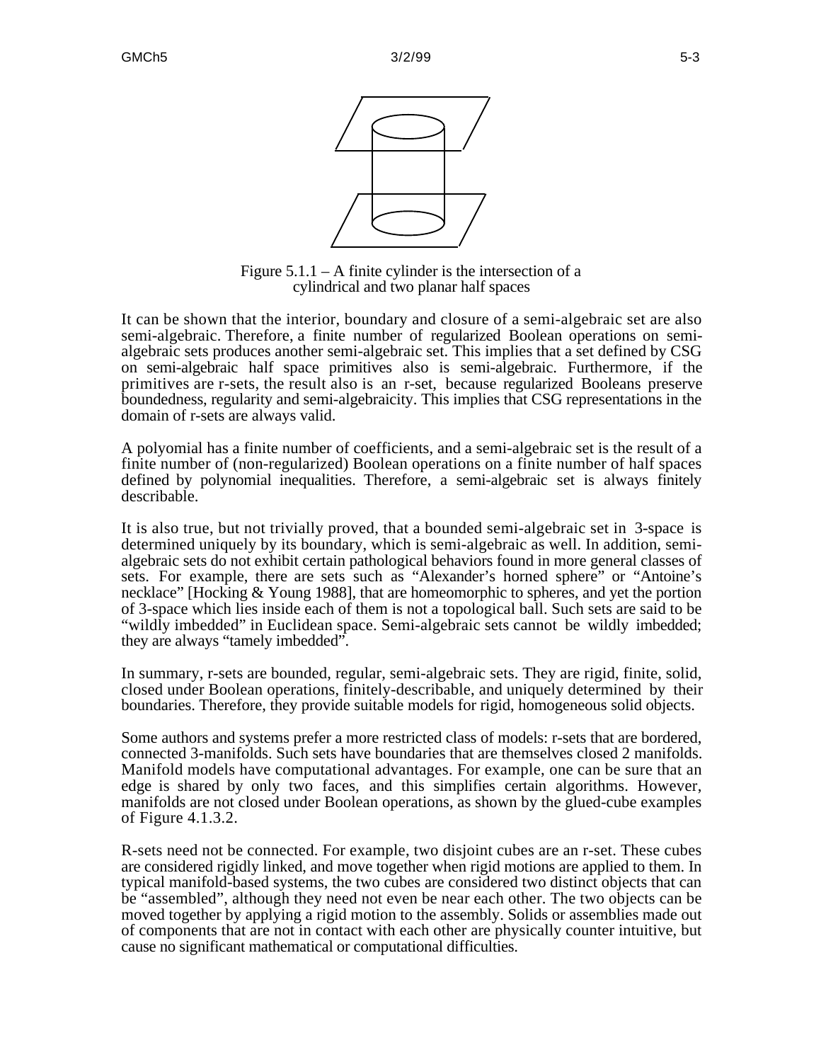Figure 5.1.1 – A finite cylinder is the intersection of a cylindrical and two planar half spaces

It can be shown that the interior, boundary and closure of a semi-algebraic set are also semi-algebraic. Therefore, a finite number of regularized Boolean operations on semi-algebraic sets produces another semi-algebraic set. This implies that a set defined by CSG on semi-algebraic half space primitives also is semi-algebraic. Furthermore, if the primitives are r-sets, the result also is an r-set, because regularized Booleans preserve boundedness, regularity and semi-algebraicity. This implies that CSG representations in the domain of r-sets are always valid.

A polyomial has a finite number of coefficients, and a semi-algebraic set is the result of a finite number of (non-regularized) Boolean operations on a finite number of half spaces defined by polynomial inequalities. Therefore, a semi-algebraic set is always finitely describable.

It is also true, but not trivially proved, that a bounded semi-algebraic set in 3-space is determined uniquely by its boundary, which is semi-algebraic as well. In addition, semi-algebraic sets do not exhibit certain pathological behaviors found in more general classes of sets. For example, there are sets such as "Alexander's horned sphere" or "Antoine's necklace" [Hocking & Young 1988], that are homeomorphic to spheres, and yet the portion of 3-space which lies inside each of them is not a topological ball. Such sets are said to be "wildly imbedded" in Euclidean space. Semi-algebraic sets cannot be wildly imbedded; they are always "tamely imbedded".

In summary, r-sets are bounded, regular, semi-algebraic sets. They are rigid, finite, solid, closed under Boolean operations, finitely-describable, and uniquely determined by their boundaries. Therefore, they provide suitable models for rigid, homogeneous solid objects.

Some authors and systems prefer a more restricted class of models: r-sets that are bordered, connected 3-manifolds. Such sets have boundaries that are themselves closed 2 manifolds. Manifold models have computational advantages. For example, one can be sure that an edge is shared by only two faces, and this simplifies certain algorithms. However, manifolds are not closed under Boolean operations, as shown by the glued-cube examples of Figure 4.1.3.2.

R-sets need not be connected. For example, two disjoint cubes are an r-set. These cubes are considered rigidly linked, and move together when rigid motions are applied to them. In typical manifold-based systems, the two cubes are considered two distinct objects that can be "assembled", although they need not even be near each other. The two objects can be moved together by applying a rigid motion to the assembly. Solids or assemblies made out of components that are not in contact with each other are physically counter intuitive, but cause no significant mathematical or computational difficulties.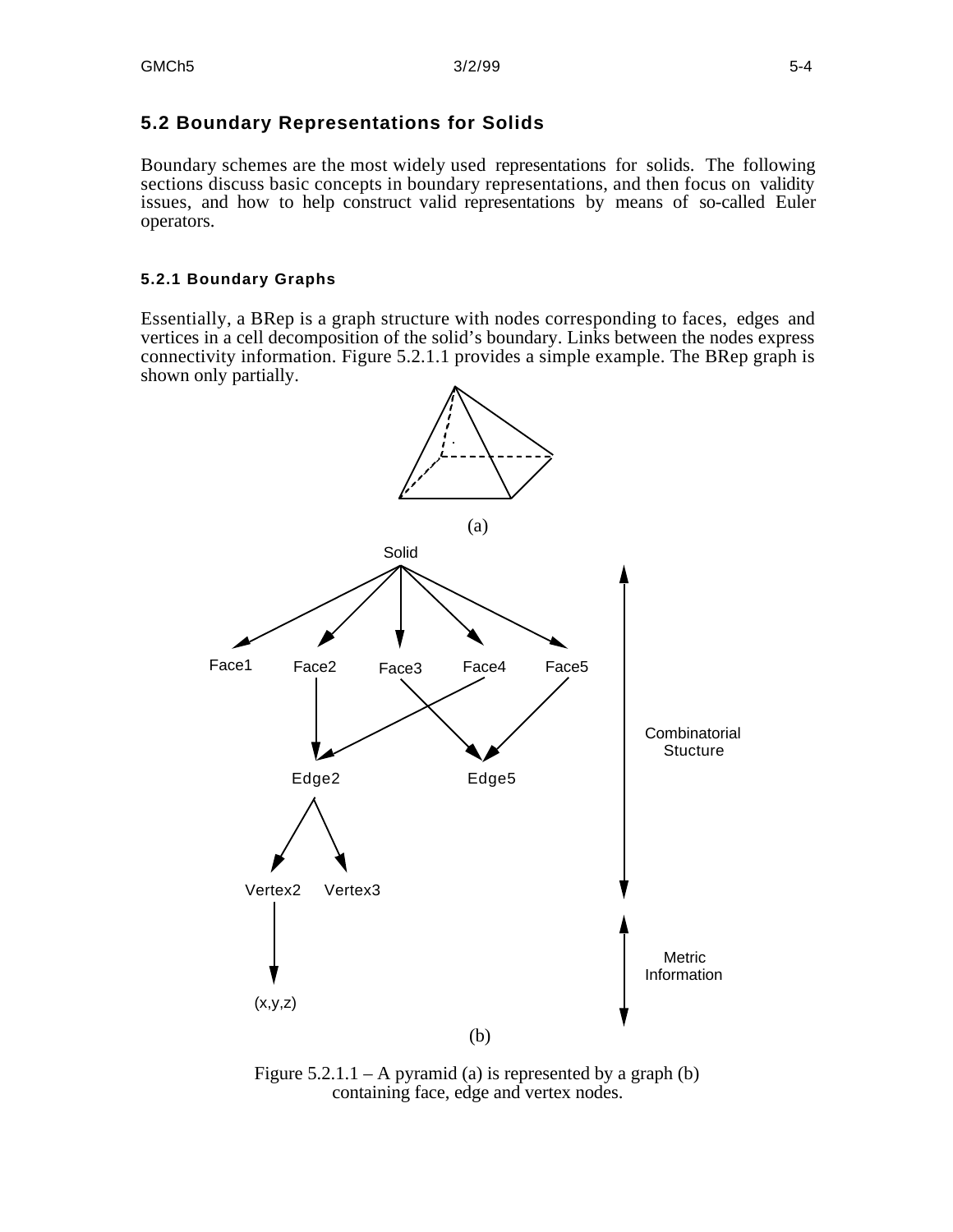## 5.2 Boundary Representations for Solids

Boundary schemes are the most widely used representations for solids. The following sections discuss basic concepts in boundary representations, and then focus on validity issues, and how to help construct valid representations by means of so-called Euler operators.

### 5.2.1 Boundary Graphs

Essentially, a BRep is a graph structure with nodes corresponding to faces, edges and vertices in a cell decomposition of the solid's boundary. Links between the nodes express connectivity information. Figure 5.2.1.1 provides a simple example. The BRep graph is shown only partially.

(a)

Solid

Face1 Face2 Face3 Face4 Face5

Edge2 Edge5

Vertex2 Vertex3

(x,y,z)

Combinatorial Stucture

Metric Information

(b)

Figure 5.2.1.1 – A pyramid (a) is represented by a graph (b) containing face, edge and vertex nodes.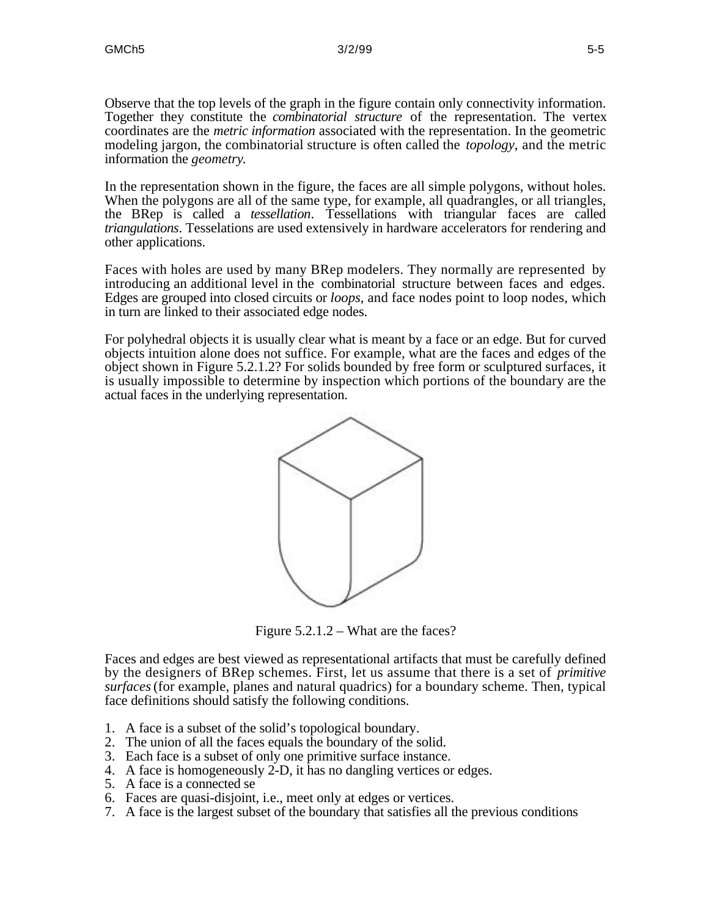Observe that the top levels of the graph in the figure contain only connectivity information. Together they constitute the *combinatorial structure* of the representation. The vertex coordinates are the *metric information* associated with the representation. In the geometric modeling jargon, the combinatorial structure is often called the *topology*, and the metric information the *geometry.*

In the representation shown in the figure, the faces are all simple polygons, without holes. When the polygons are all of the same type, for example, all quadrangles, or all triangles, the BRep is called a *tessellation*. Tessellations with triangular faces are called *triangulations*. Tesselations are used extensively in hardware accelerators for rendering and other applications.

Faces with holes are used by many BRep modelers. They normally are represented by introducing an additional level in the combinatorial structure between faces and edges. Edges are grouped into closed circuits or *loops*, and face nodes point to loop nodes, which in turn are linked to their associated edge nodes.

For polyhedral objects it is usually clear what is meant by a face or an edge. But for curved objects intuition alone does not suffice. For example, what are the faces and edges of the object shown in Figure 5.2.1.2? For solids bounded by free form or sculptured surfaces, it is usually impossible to determine by inspection which portions of the boundary are the actual faces in the underlying representation.

Figure 5.2.1.2 – What are the faces?

Faces and edges are best viewed as representational artifacts that must be carefully defined by the designers of BRep schemes. First, let us assume that there is a set of *primitive surfaces* (for example, planes and natural quadrics) for a boundary scheme. Then, typical face definitions should satisfy the following conditions.

1. A face is a subset of the solid's topological boundary.
2. The union of all the faces equals the boundary of the solid.
3. Each face is a subset of only one primitive surface instance.
4. A face is homogeneously 2-D, it has no dangling vertices or edges.
5. A face is a connected se
6. Faces are quasi-disjoint, i.e., meet only at edges or vertices.
7. A face is the largest subset of the boundary that satisfies all the previous conditions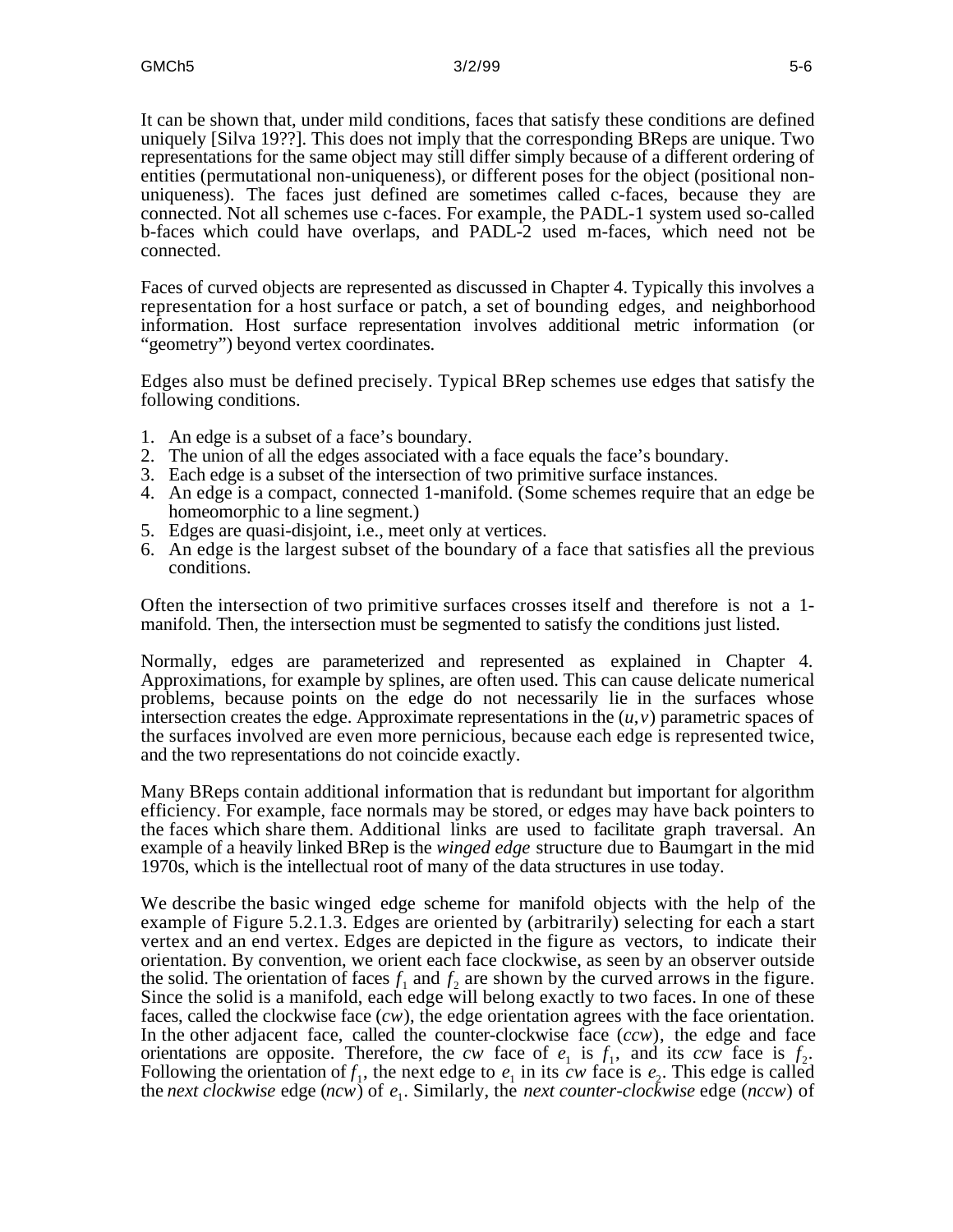It can be shown that, under mild conditions, faces that satisfy these conditions are defined uniquely [Silva 19??]. This does not imply that the corresponding BReps are unique. Two representations for the same object may still differ simply because of a different ordering of entities (permutational non-uniqueness), or different poses for the object (positional non-uniqueness). The faces just defined are sometimes called c-faces, because they are connected. Not all schemes use c-faces. For example, the PADL-1 system used so-called b-faces which could have overlaps, and PADL-2 used m-faces, which need not be connected.

Faces of curved objects are represented as discussed in Chapter 4. Typically this involves a representation for a host surface or patch, a set of bounding edges, and neighborhood information. Host surface representation involves additional metric information (or "geometry") beyond vertex coordinates.

Edges also must be defined precisely. Typical BRep schemes use edges that satisfy the following conditions.

1. An edge is a subset of a face's boundary.
2. The union of all the edges associated with a face equals the face's boundary.
3. Each edge is a subset of the intersection of two primitive surface instances.
4. An edge is a compact, connected 1-manifold. (Some schemes require that an edge be homeomorphic to a line segment.)
5. Edges are quasi-disjoint, i.e., meet only at vertices.
6. An edge is the largest subset of the boundary of a face that satisfies all the previous conditions.

Often the intersection of two primitive surfaces crosses itself and therefore is not a 1-manifold. Then, the intersection must be segmented to satisfy the conditions just listed.

Normally, edges are parameterized and represented as explained in Chapter 4. Approximations, for example by splines, are often used. This can cause delicate numerical problems, because points on the edge do not necessarily lie in the surfaces whose intersection creates the edge. Approximate representations in the $(u, v)$ parametric spaces of the surfaces involved are even more pernicious, because each edge is represented twice, and the two representations do not coincide exactly.

Many BReps contain additional information that is redundant but important for algorithm efficiency. For example, face normals may be stored, or edges may have back pointers to the faces which share them. Additional links are used to facilitate graph traversal. An example of a heavily linked BRep is the *winged edge* structure due to Baumgart in the mid 1970s, which is the intellectual root of many of the data structures in use today.

We describe the basic winged edge scheme for manifold objects with the help of the example of Figure 5.2.1.3. Edges are oriented by (arbitrarily) selecting for each a start vertex and an end vertex. Edges are depicted in the figure as vectors, to indicate their orientation. By convention, we orient each face clockwise, as seen by an observer outside the solid. The orientation of faces $f_1$ and $f_2$ are shown by the curved arrows in the figure. Since the solid is a manifold, each edge will belong exactly to two faces. In one of these faces, called the clockwise face (*cw*), the edge orientation agrees with the face orientation. In the other adjacent face, called the counter-clockwise face (*ccw*), the edge and face orientations are opposite. Therefore, the *cw* face of $e_1$ is $f_1$, and its *ccw* face is $f_2$. Following the orientation of $f_1$, the next edge to $e_1$ in its *cw* face is $e_2$. This edge is called the *next clockwise* edge (*ncw*) of $e_1$. Similarly, the *next counter-clockwise* edge (*nccw*) of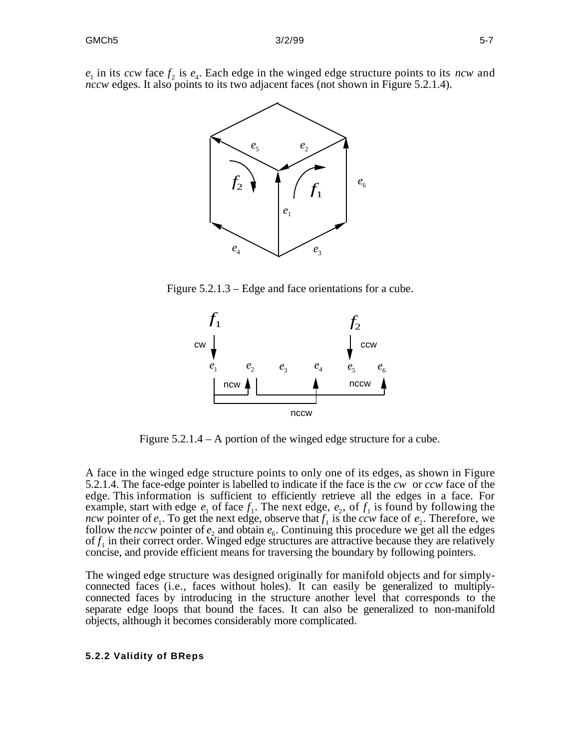$e_1$ in its *ccw* face $f_2$ is $e_4$. Each edge in the winged edge structure points to its *ncw* and *nccw* edges. It also points to its two adjacent faces (not shown in Figure 5.2.1.4).

Figure 5.2.1.3 – Edge and face orientations for a cube.

Figure 5.2.1.4 – A portion of the winged edge structure for a cube.

A face in the winged edge structure points to only one of its edges, as shown in Figure 5.2.1.4. The face-edge pointer is labelled to indicate if the face is the *cw* or *ccw* face of the edge. This information is sufficient to efficiently retrieve all the edges in a face. For example, start with edge $e_1$ of face $f_1$. The next edge, $e_2$, of $f_1$ is found by following the *ncw* pointer of $e_1$. To get the next edge, observe that $f_1$ is the *ccw* face of $e_2$. Therefore, we follow the *nccw* pointer of $e_2$ and obtain $e_6$. Continuing this procedure we get all the edges of $f_1$ in their correct order. Winged edge structures are attractive because they are relatively concise, and provide efficient means for traversing the boundary by following pointers.

The winged edge structure was designed originally for manifold objects and for simply-connected faces (i.e., faces without holes). It can easily be generalized to multiply-connected faces by introducing in the structure another level that corresponds to the separate edge loops that bound the faces. It can also be generalized to non-manifold objects, although it becomes considerably more complicated.

### 5.2.2 Validity of BReps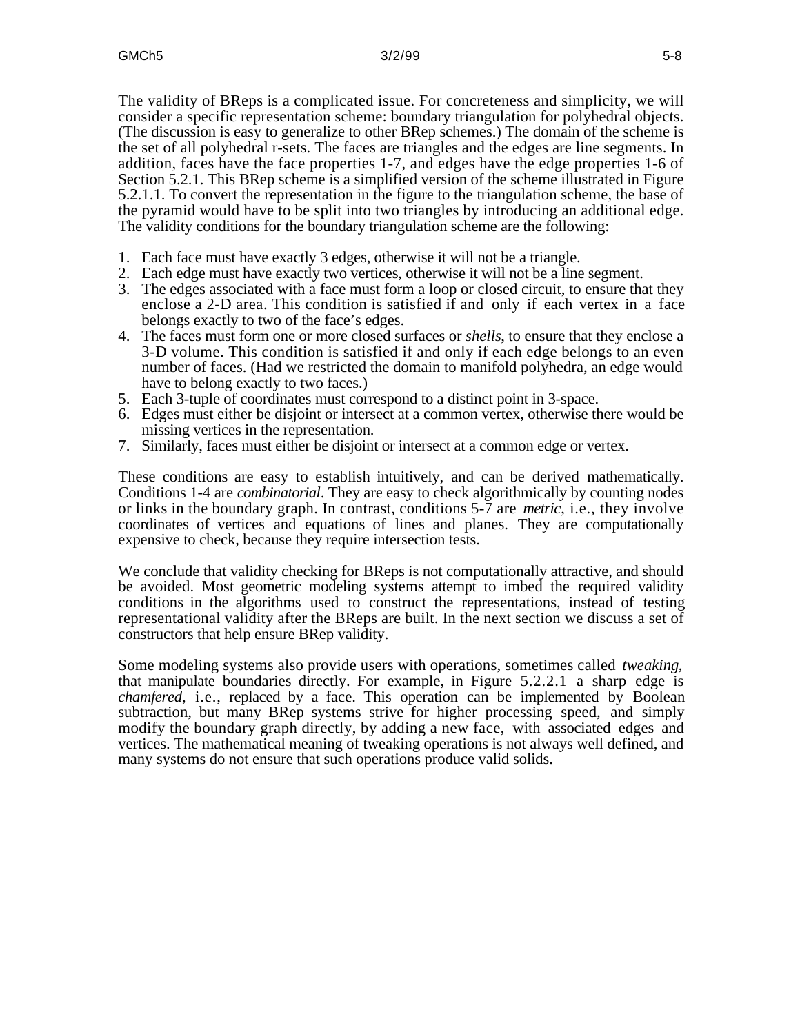The validity of BReps is a complicated issue. For concreteness and simplicity, we will consider a specific representation scheme: boundary triangulation for polyhedral objects. (The discussion is easy to generalize to other BRep schemes.) The domain of the scheme is the set of all polyhedral r-sets. The faces are triangles and the edges are line segments. In addition, faces have the face properties 1-7, and edges have the edge properties 1-6 of Section 5.2.1. This BRep scheme is a simplified version of the scheme illustrated in Figure 5.2.1.1. To convert the representation in the figure to the triangulation scheme, the base of the pyramid would have to be split into two triangles by introducing an additional edge. The validity conditions for the boundary triangulation scheme are the following:

1. Each face must have exactly 3 edges, otherwise it will not be a triangle.
2. Each edge must have exactly two vertices, otherwise it will not be a line segment.
3. The edges associated with a face must form a loop or closed circuit, to ensure that they enclose a 2-D area. This condition is satisfied if and only if each vertex in a face belongs exactly to two of the face's edges.
4. The faces must form one or more closed surfaces or *shells*, to ensure that they enclose a 3-D volume. This condition is satisfied if and only if each edge belongs to an even number of faces. (Had we restricted the domain to manifold polyhedra, an edge would have to belong exactly to two faces.)
5. Each 3-tuple of coordinates must correspond to a distinct point in 3-space.
6. Edges must either be disjoint or intersect at a common vertex, otherwise there would be missing vertices in the representation.
7. Similarly, faces must either be disjoint or intersect at a common edge or vertex.

These conditions are easy to establish intuitively, and can be derived mathematically. Conditions 1-4 are *combinatorial*. They are easy to check algorithmically by counting nodes or links in the boundary graph. In contrast, conditions 5-7 are *metric*, i.e., they involve coordinates of vertices and equations of lines and planes. They are computationally expensive to check, because they require intersection tests.

We conclude that validity checking for BReps is not computationally attractive, and should be avoided. Most geometric modeling systems attempt to imbed the required validity conditions in the algorithms used to construct the representations, instead of testing representational validity after the BReps are built. In the next section we discuss a set of constructors that help ensure BRep validity.

Some modeling systems also provide users with operations, sometimes called *tweaking*, that manipulate boundaries directly. For example, in Figure 5.2.2.1 a sharp edge is *chamfered*, i.e., replaced by a face. This operation can be implemented by Boolean subtraction, but many BRep systems strive for higher processing speed, and simply modify the boundary graph directly, by adding a new face, with associated edges and vertices. The mathematical meaning of tweaking operations is not always well defined, and many systems do not ensure that such operations produce valid solids.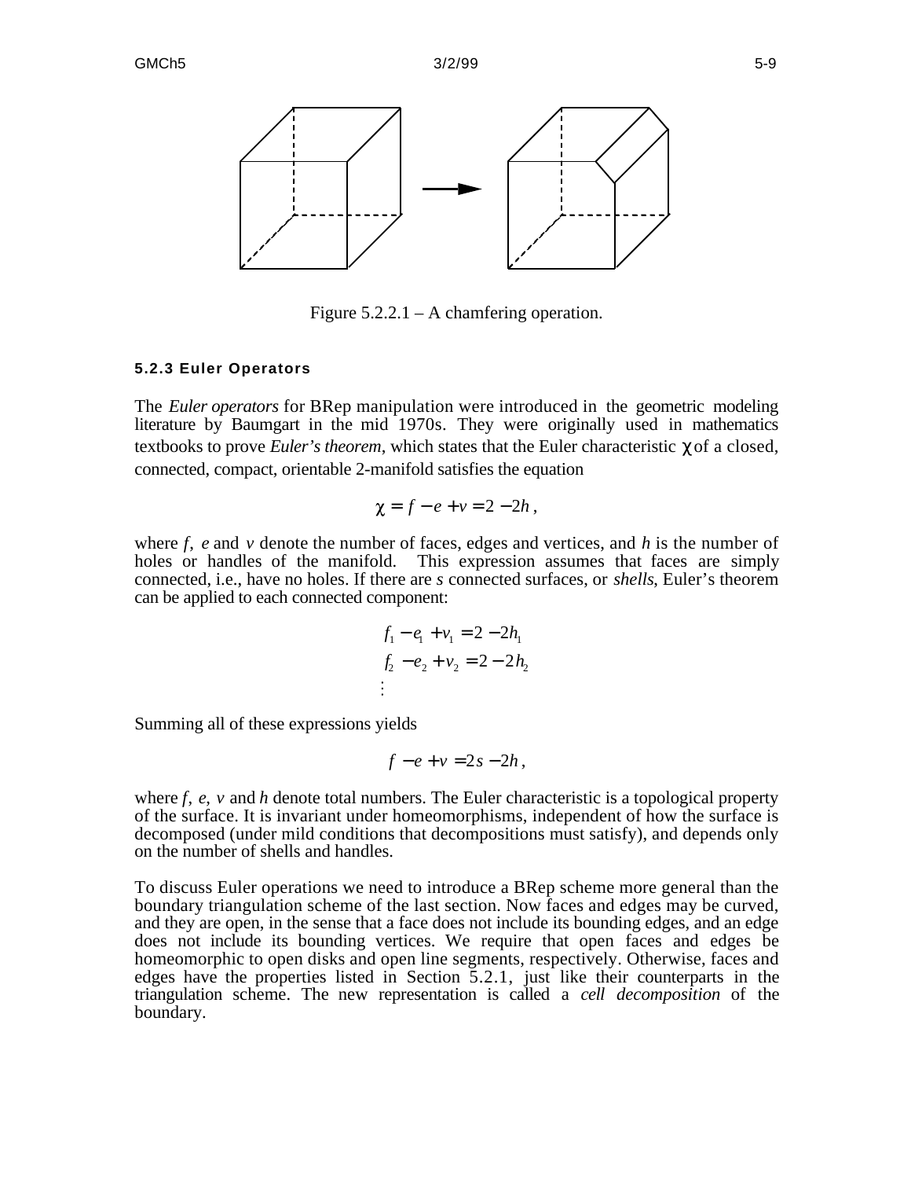Figure 5.2.2.1 – A chamfering operation.

### 5.2.3 Euler Operators

The *Euler operators* for BRep manipulation were introduced in the geometric modeling literature by Baumgart in the mid 1970s. They were originally used in mathematics textbooks to prove *Euler's theorem*, which states that the Euler characteristic $\chi$ of a closed, connected, compact, orientable 2-manifold satisfies the equation

$$\chi = f - e + v = 2 - 2h,$$

where $f$, $e$ and $v$ denote the number of faces, edges and vertices, and $h$ is the number of holes or handles of the manifold. This expression assumes that faces are simply connected, i.e., have no holes. If there are $s$ connected surfaces, or *shells*, Euler's theorem can be applied to each connected component:

$$\begin{aligned} f_1 - e_1 + v_1 &= 2 - 2h_1 \\ f_2 - e_2 + v_2 &= 2 - 2h_2 \\ &\vdots \end{aligned}$$

Summing all of these expressions yields

$$f - e + v = 2s - 2h,$$

where $f$, $e$, $v$ and $h$ denote total numbers. The Euler characteristic is a topological property of the surface. It is invariant under homeomorphisms, independent of how the surface is decomposed (under mild conditions that decompositions must satisfy), and depends only on the number of shells and handles.

To discuss Euler operations we need to introduce a BRep scheme more general than the boundary triangulation scheme of the last section. Now faces and edges may be curved, and they are open, in the sense that a face does not include its bounding edges, and an edge does not include its bounding vertices. We require that open faces and edges be homeomorphic to open disks and open line segments, respectively. Otherwise, faces and edges have the properties listed in Section 5.2.1, just like their counterparts in the triangulation scheme. The new representation is called a *cell decomposition* of the boundary.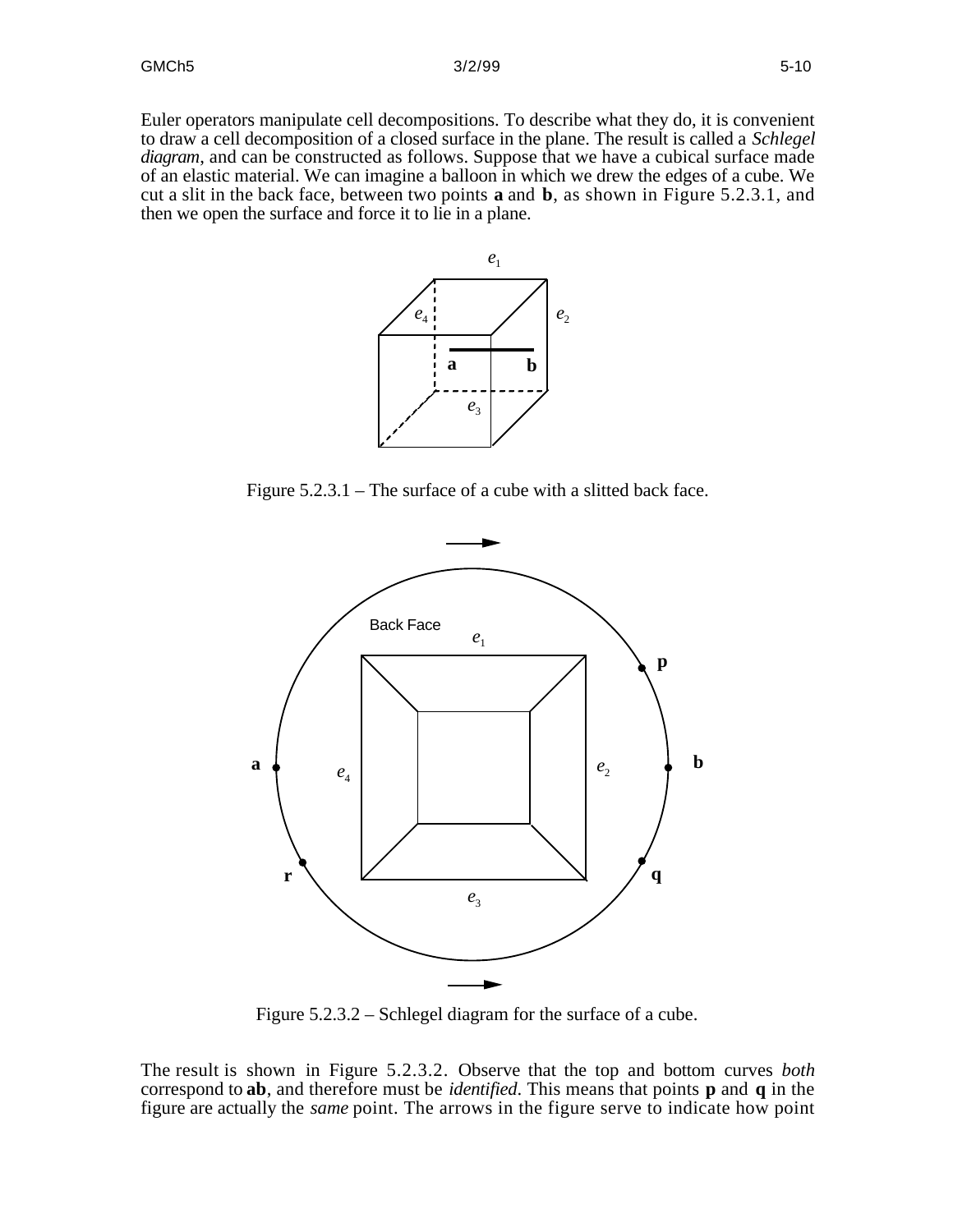Euler operators manipulate cell decompositions. To describe what they do, it is convenient to draw a cell decomposition of a closed surface in the plane. The result is called a *Schlegel diagram*, and can be constructed as follows. Suppose that we have a cubical surface made of an elastic material. We can imagine a balloon in which we drew the edges of a cube. We cut a slit in the back face, between two points **a** and **b**, as shown in Figure 5.2.3.1, and then we open the surface and force it to lie in a plane.

Figure 5.2.3.1 – The surface of a cube with a slitted back face.

Figure 5.2.3.2 – Schlegel diagram for the surface of a cube.

The result is shown in Figure 5.2.3.2. Observe that the top and bottom curves *both* correspond to **ab**, and therefore must be *identified*. This means that points **p** and **q** in the figure are actually the *same* point. The arrows in the figure serve to indicate how point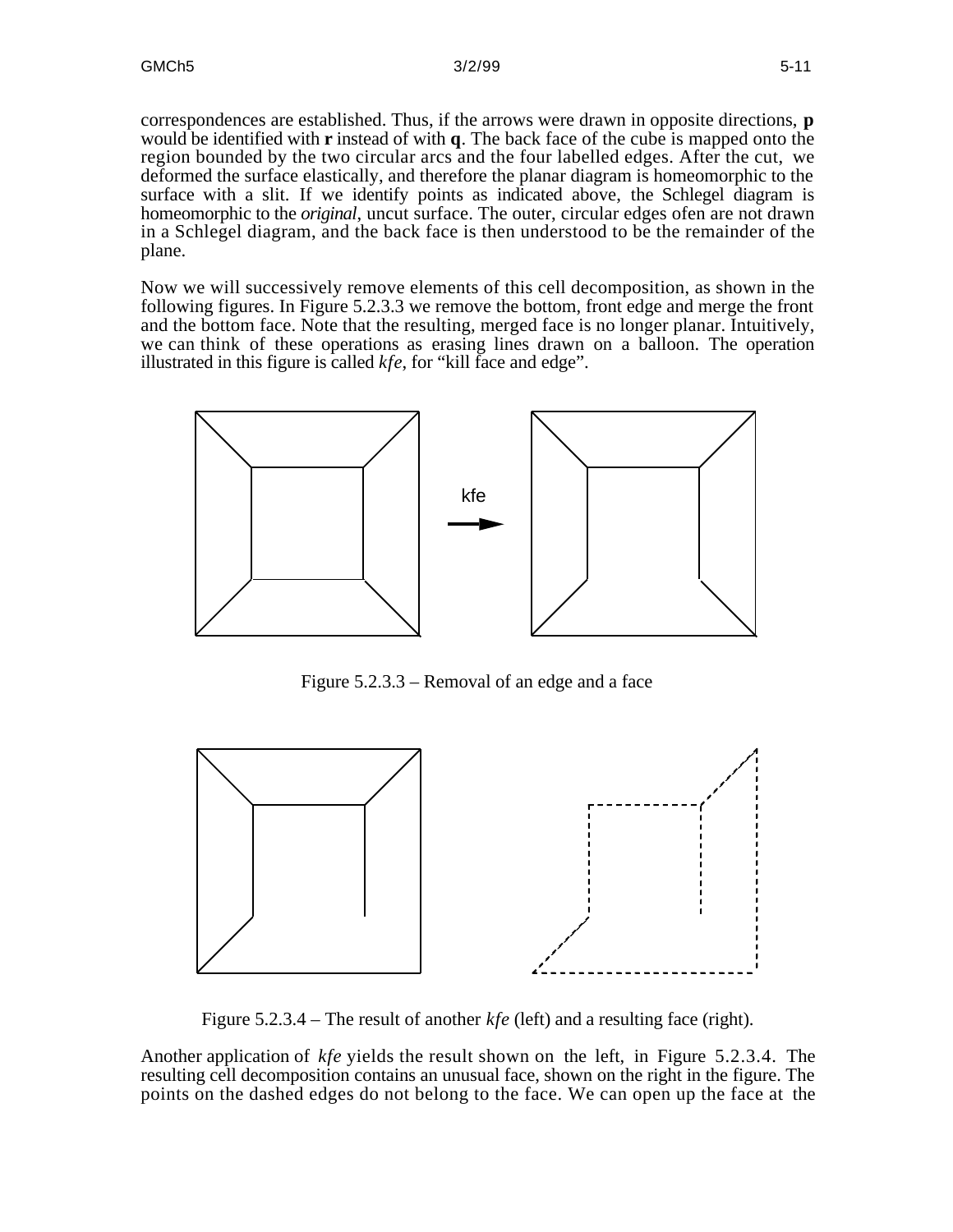correspondences are established. Thus, if the arrows were drawn in opposite directions, **p** would be identified with **r** instead of with **q**. The back face of the cube is mapped onto the region bounded by the two circular arcs and the four labelled edges. After the cut, we deformed the surface elastically, and therefore the planar diagram is homeomorphic to the surface with a slit. If we identify points as indicated above, the Schlegel diagram is homeomorphic to the *original*, uncut surface. The outer, circular edges ofen are not drawn in a Schlegel diagram, and the back face is then understood to be the remainder of the plane.

Now we will successively remove elements of this cell decomposition, as shown in the following figures. In Figure 5.2.3.3 we remove the bottom, front edge and merge the front and the bottom face. Note that the resulting, merged face is no longer planar. Intuitively, we can think of these operations as erasing lines drawn on a balloon. The operation illustrated in this figure is called *kfe*, for "kill face and edge".

Figure 5.2.3.3 – Removal of an edge and a face

Figure 5.2.3.4 – The result of another *kfe* (left) and a resulting face (right).

Another application of *kfe* yields the result shown on the left, in Figure 5.2.3.4. The resulting cell decomposition contains an unusual face, shown on the right in the figure. The points on the dashed edges do not belong to the face. We can open up the face at the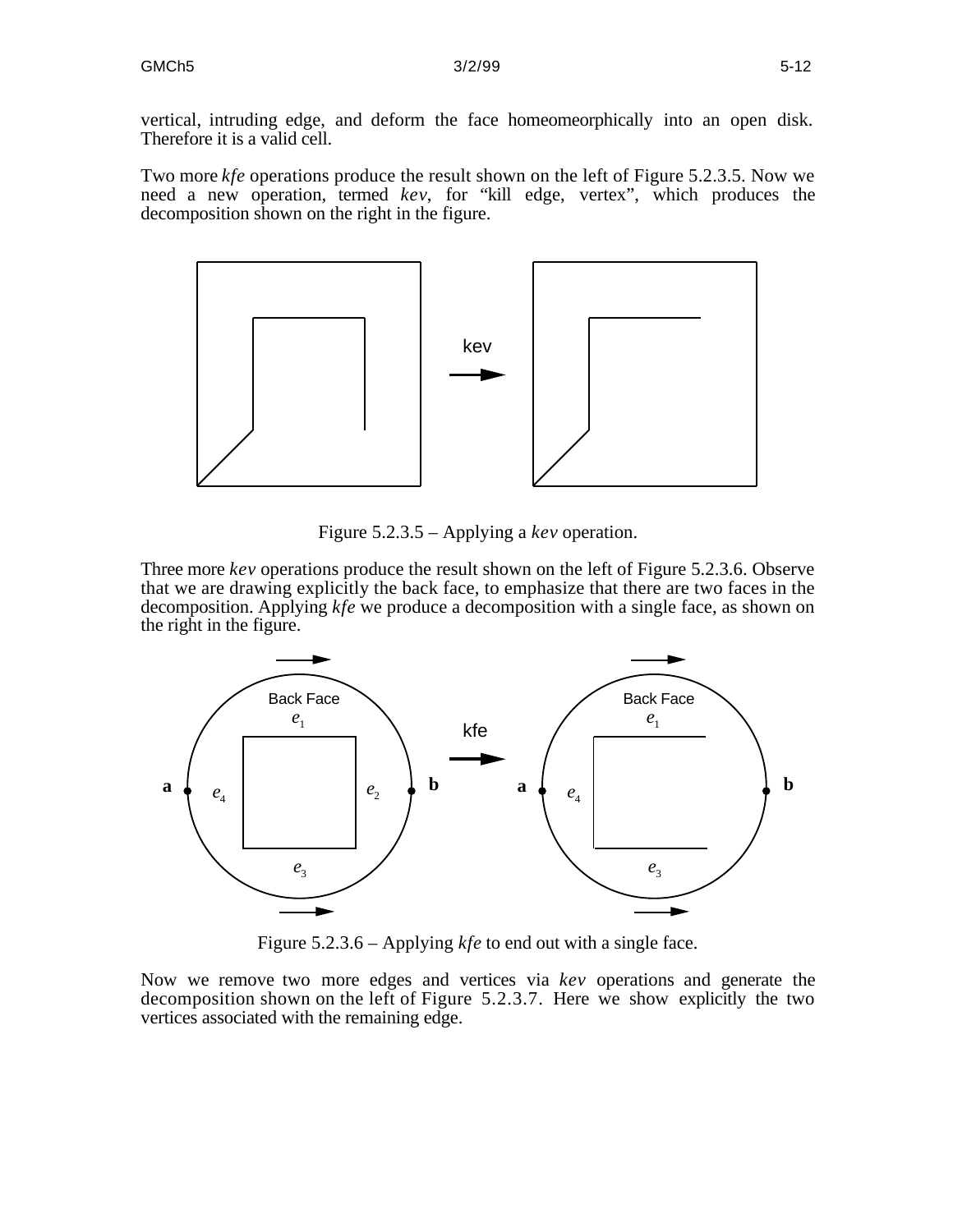vertical, intruding edge, and deform the face homeomeorphically into an open disk. Therefore it is a valid cell.

Two more *kfe* operations produce the result shown on the left of Figure 5.2.3.5. Now we need a new operation, termed *kev*, for "kill edge, vertex", which produces the decomposition shown on the right in the figure.

Figure 5.2.3.5 – Applying a *kev* operation.

Three more *kev* operations produce the result shown on the left of Figure 5.2.3.6. Observe that we are drawing explicitly the back face, to emphasize that there are two faces in the decomposition. Applying *kfe* we produce a decomposition with a single face, as shown on the right in the figure.

Figure 5.2.3.6 – Applying *kfe* to end out with a single face.

Now we remove two more edges and vertices via *kev* operations and generate the decomposition shown on the left of Figure 5.2.3.7. Here we show explicitly the two vertices associated with the remaining edge.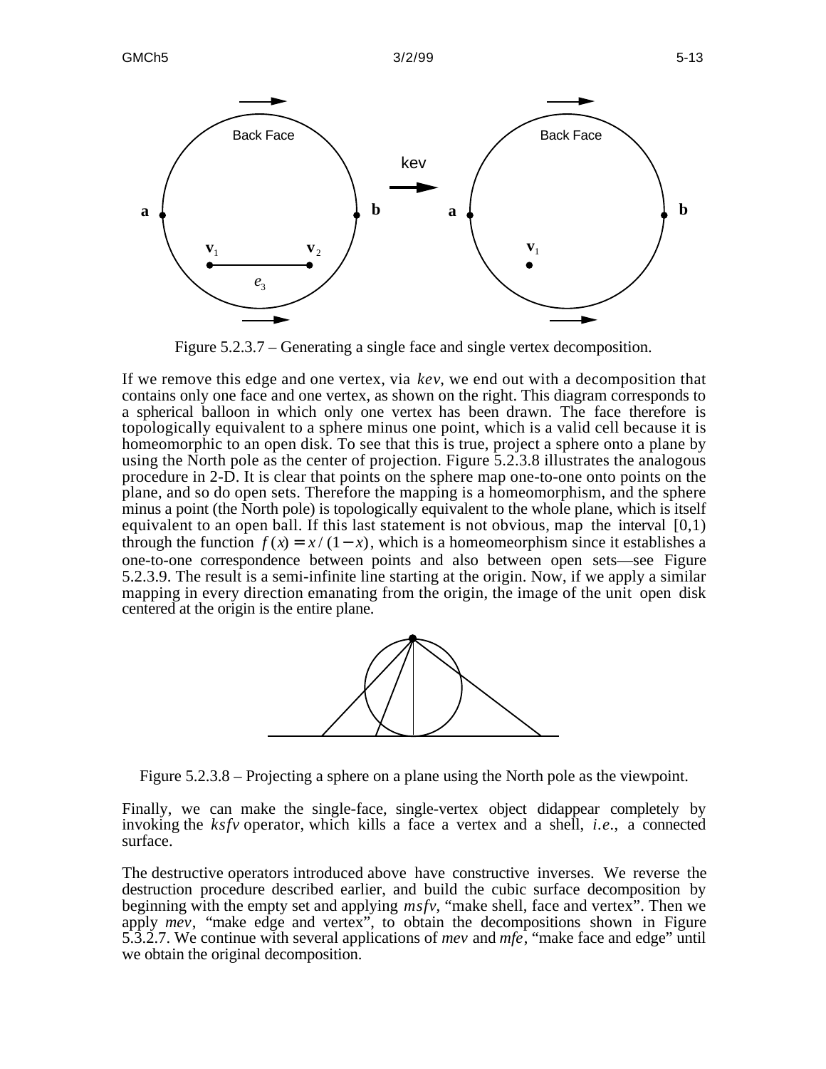Figure 5.2.3.7 – Generating a single face and single vertex decomposition.

If we remove this edge and one vertex, via *kev*, we end out with a decomposition that contains only one face and one vertex, as shown on the right. This diagram corresponds to a spherical balloon in which only one vertex has been drawn. The face therefore is topologically equivalent to a sphere minus one point, which is a valid cell because it is homeomorphic to an open disk. To see that this is true, project a sphere onto a plane by using the North pole as the center of projection. Figure 5.2.3.8 illustrates the analogous procedure in 2-D. It is clear that points on the sphere map one-to-one onto points on the plane, and so do open sets. Therefore the mapping is a homeomorphism, and the sphere minus a point (the North pole) is topologically equivalent to the whole plane, which is itself equivalent to an open ball. If this last statement is not obvious, map the interval $[0,1)$ through the function $f(x) = x/(1-x)$, which is a homeomeorphism since it establishes a one-to-one correspondence between points and also between open sets—see Figure 5.2.3.9. The result is a semi-infinite line starting at the origin. Now, if we apply a similar mapping in every direction emanating from the origin, the image of the unit open disk centered at the origin is the entire plane.

Figure 5.2.3.8 – Projecting a sphere on a plane using the North pole as the viewpoint.

Finally, we can make the single-face, single-vertex object didappear completely by invoking the *ksfv* operator, which kills a face a vertex and a shell, *i.e.*, a connected surface.

The destructive operators introduced above have constructive inverses. We reverse the destruction procedure described earlier, and build the cubic surface decomposition by beginning with the empty set and applying *msfv*, "make shell, face and vertex". Then we apply *mev*, "make edge and vertex", to obtain the decompositions shown in Figure 5.3.2.7. We continue with several applications of *mev* and *mfe*, "make face and edge" until we obtain the original decomposition.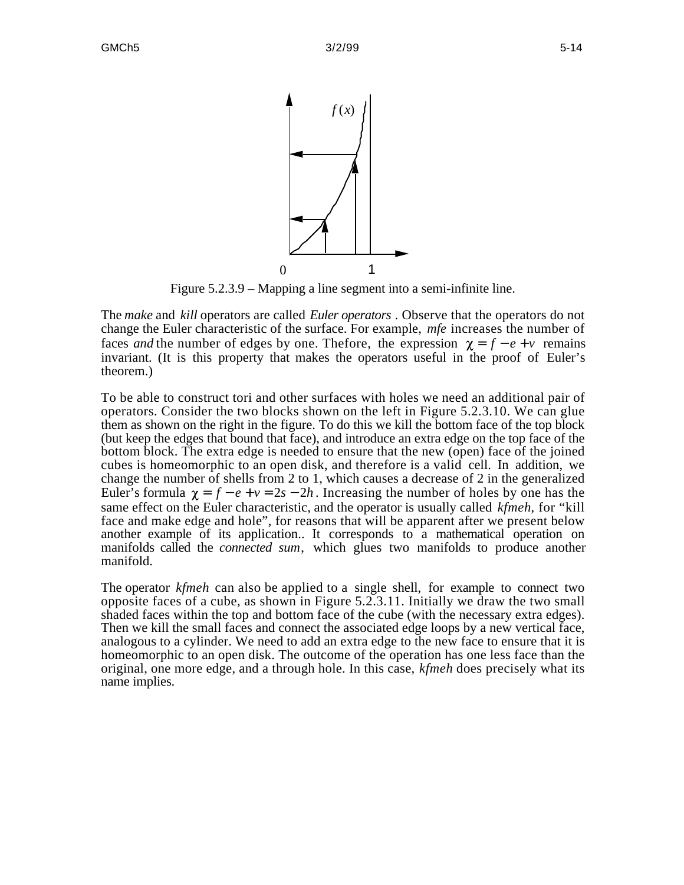Figure 5.2.3.9 – Mapping a line segment into a semi-infinite line.

The *make* and *kill* operators are called *Euler operators* . Observe that the operators do not change the Euler characteristic of the surface. For example, *mfe* increases the number of faces *and* the number of edges by one. Thefore, the expression $\chi = f - e + v$ remains invariant. (It is this property that makes the operators useful in the proof of Euler's theorem.)

To be able to construct tori and other surfaces with holes we need an additional pair of operators. Consider the two blocks shown on the left in Figure 5.2.3.10. We can glue them as shown on the right in the figure. To do this we kill the bottom face of the top block (but keep the edges that bound that face), and introduce an extra edge on the top face of the bottom block. The extra edge is needed to ensure that the new (open) face of the joined cubes is homeomorphic to an open disk, and therefore is a valid cell. In addition, we change the number of shells from 2 to 1, which causes a decrease of 2 in the generalized Euler's formula $\chi = f - e + v = 2s - 2h$. Increasing the number of holes by one has the same effect on the Euler characteristic, and the operator is usually called *kfmeh*, for "kill face and make edge and hole", for reasons that will be apparent after we present below another example of its application.. It corresponds to a mathematical operation on manifolds called the *connected sum*, which glues two manifolds to produce another manifold.

The operator *kfmeh* can also be applied to a single shell, for example to connect two opposite faces of a cube, as shown in Figure 5.2.3.11. Initially we draw the two small shaded faces within the top and bottom face of the cube (with the necessary extra edges). Then we kill the small faces and connect the associated edge loops by a new vertical face, analogous to a cylinder. We need to add an extra edge to the new face to ensure that it is homeomorphic to an open disk. The outcome of the operation has one less face than the original, one more edge, and a through hole. In this case, *kfmeh* does precisely what its name implies.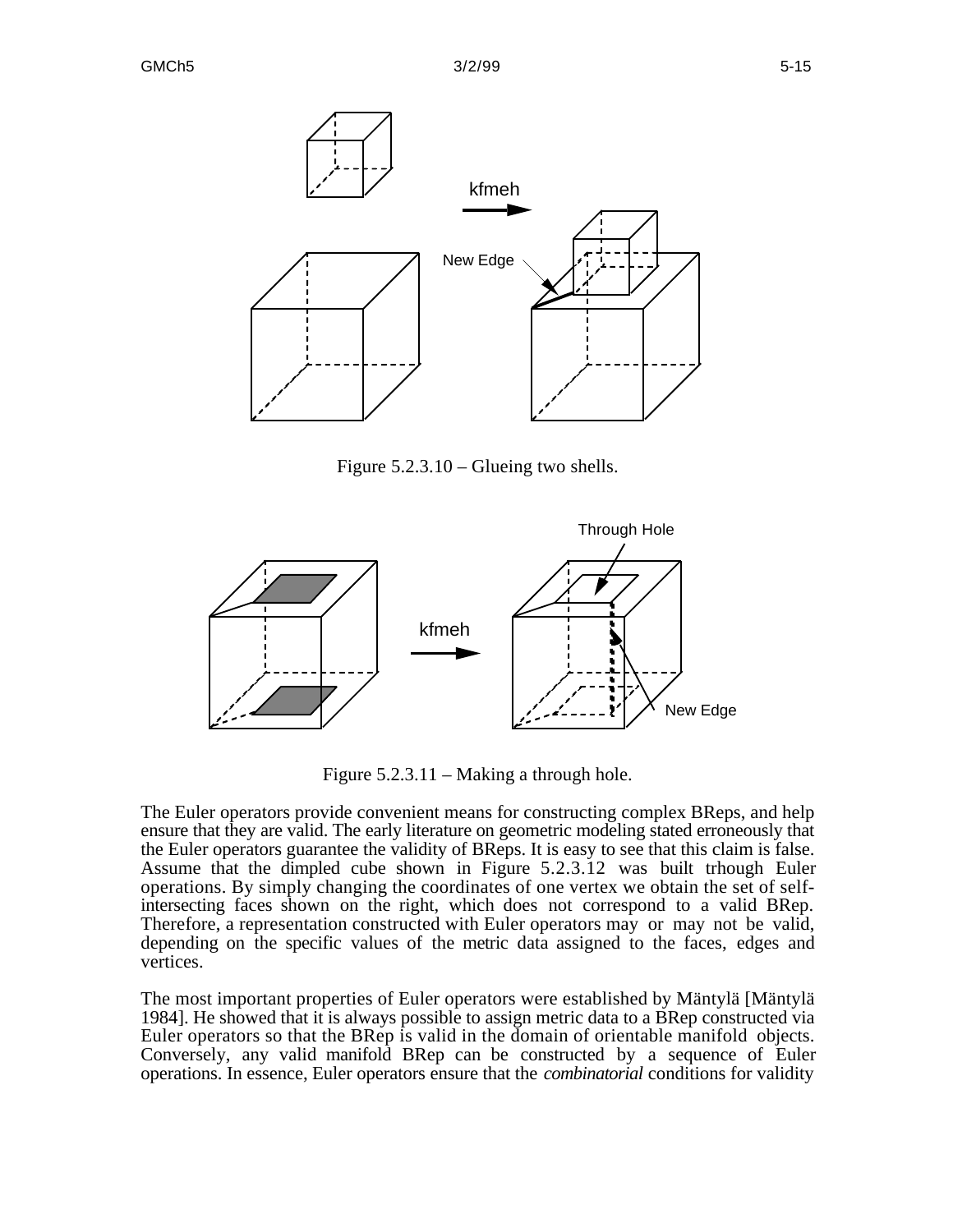Figure 5.2.3.10 – Glueing two shells.

Figure 5.2.3.11 – Making a through hole.

The Euler operators provide convenient means for constructing complex BReps, and help ensure that they are valid. The early literature on geometric modeling stated erroneously that the Euler operators guarantee the validity of BReps. It is easy to see that this claim is false. Assume that the dimpled cube shown in Figure 5.2.3.12 was built trhough Euler operations. By simply changing the coordinates of one vertex we obtain the set of self-intersecting faces shown on the right, which does not correspond to a valid BRep. Therefore, a representation constructed with Euler operators may or may not be valid, depending on the specific values of the metric data assigned to the faces, edges and vertices.

The most important properties of Euler operators were established by Mäntylä [Mäntylä 1984]. He showed that it is always possible to assign metric data to a BRep constructed via Euler operators so that the BRep is valid in the domain of orientable manifold objects. Conversely, any valid manifold BRep can be constructed by a sequence of Euler operations. In essence, Euler operators ensure that the *combinatorial* conditions for validity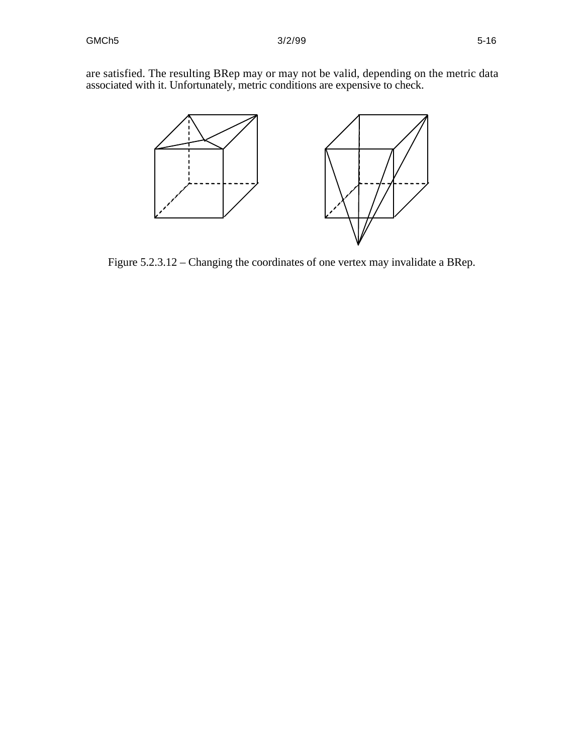are satisfied. The resulting BRep may or may not be valid, depending on the metric data associated with it. Unfortunately, metric conditions are expensive to check.

Figure 5.2.3.12 – Changing the coordinates of one vertex may invalidate a BRep.